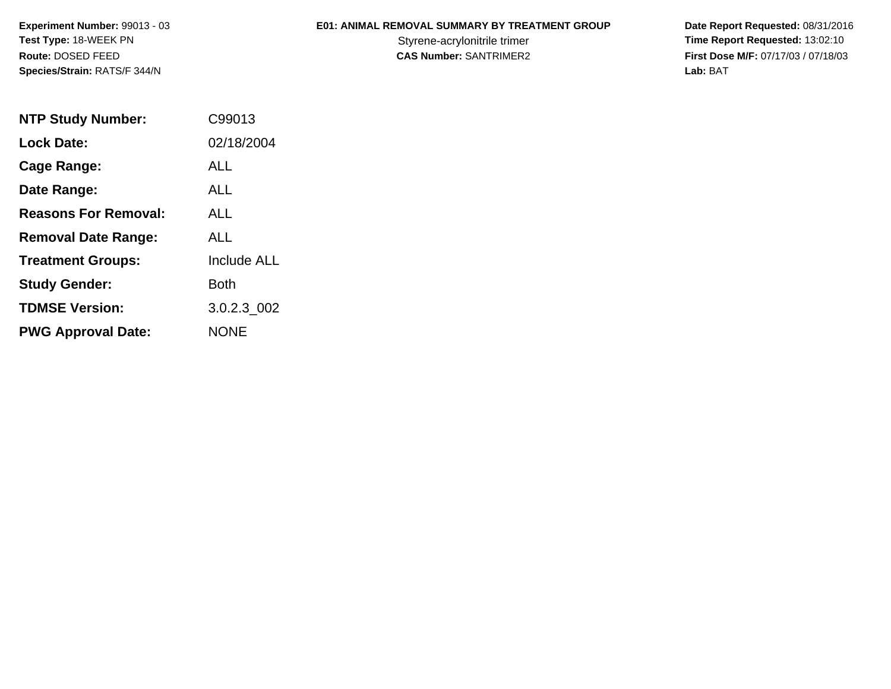**Experiment Number:** 99013 - 03
**Test Type:** 18-WEEK PN
**Route:** DOSED FEED
**Species/Strain:** RATS/F 344/N

**E01: ANIMAL REMOVAL SUMMARY BY TREATMENT GROUP**
Styrene-acrylonitrile trimer
**CAS Number:** SANTRIMER2

**Date Report Requested:** 08/31/2016
**Time Report Requested:** 13:02:10
**First Dose M/F:** 07/17/03 / 07/18/03
**Lab:** BAT

| | |
|---|---|
| **NTP Study Number:** | C99013 |
| **Lock Date:** | 02/18/2004 |
| **Cage Range:** | ALL |
| **Date Range:** | ALL |
| **Reasons For Removal:** | ALL |
| **Removal Date Range:** | ALL |
| **Treatment Groups:** | Include ALL |
| **Study Gender:** | Both |
| **TDMSE Version:** | 3.0.2.3_002 |
| **PWG Approval Date:** | NONE |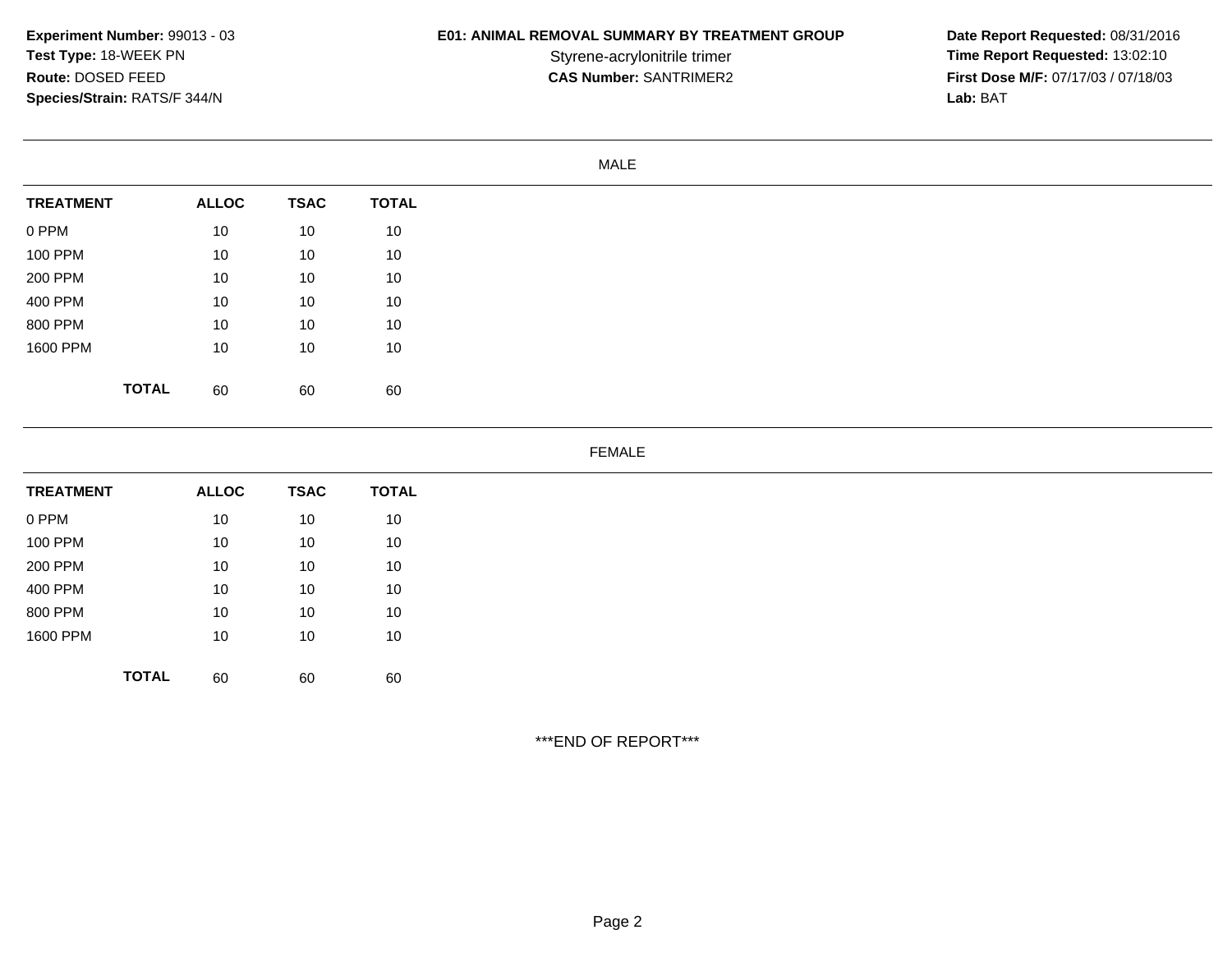**Experiment Number:** 99013 - 03
**Test Type:** 18-WEEK PN
**Route:** DOSED FEED
**Species/Strain:** RATS/F 344/N

**E01: ANIMAL REMOVAL SUMMARY BY TREATMENT GROUP**
Styrene-acrylonitrile trimer
**CAS Number:** SANTRIMER2

**Date Report Requested:** 08/31/2016
**Time Report Requested:** 13:02:10
**First Dose M/F:** 07/17/03 / 07/18/03
**Lab:** BAT

MALE

| TREATMENT | ALLOC | TSAC | TOTAL |
|---|---|---|---|
| 0 PPM | 10 | 10 | 10 |
| 100 PPM | 10 | 10 | 10 |
| 200 PPM | 10 | 10 | 10 |
| 400 PPM | 10 | 10 | 10 |
| 800 PPM | 10 | 10 | 10 |
| 1600 PPM | 10 | 10 | 10 |
| **TOTAL** | 60 | 60 | 60 |

FEMALE

| TREATMENT | ALLOC | TSAC | TOTAL |
|---|---|---|---|
| 0 PPM | 10 | 10 | 10 |
| 100 PPM | 10 | 10 | 10 |
| 200 PPM | 10 | 10 | 10 |
| 400 PPM | 10 | 10 | 10 |
| 800 PPM | 10 | 10 | 10 |
| 1600 PPM | 10 | 10 | 10 |
| **TOTAL** | 60 | 60 | 60 |

***END OF REPORT***